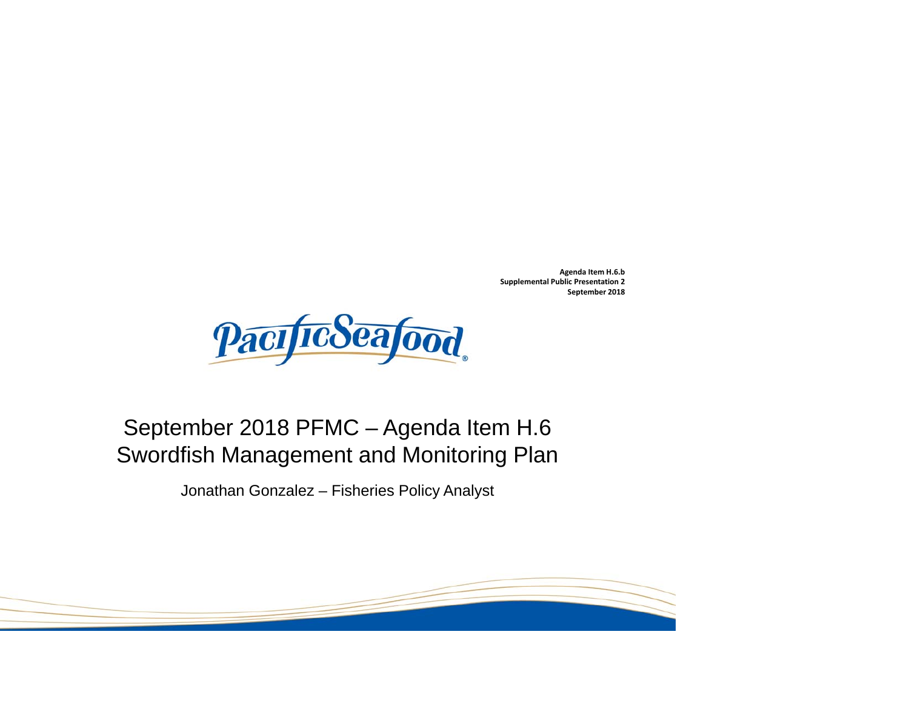**Agenda Item H.6.b**
**Supplemental Public Presentation 2**
**September 2018**

PacificSeafood®

# September 2018 PFMC – Agenda Item H.6 Swordfish Management and Monitoring Plan

Jonathan Gonzalez – Fisheries Policy Analyst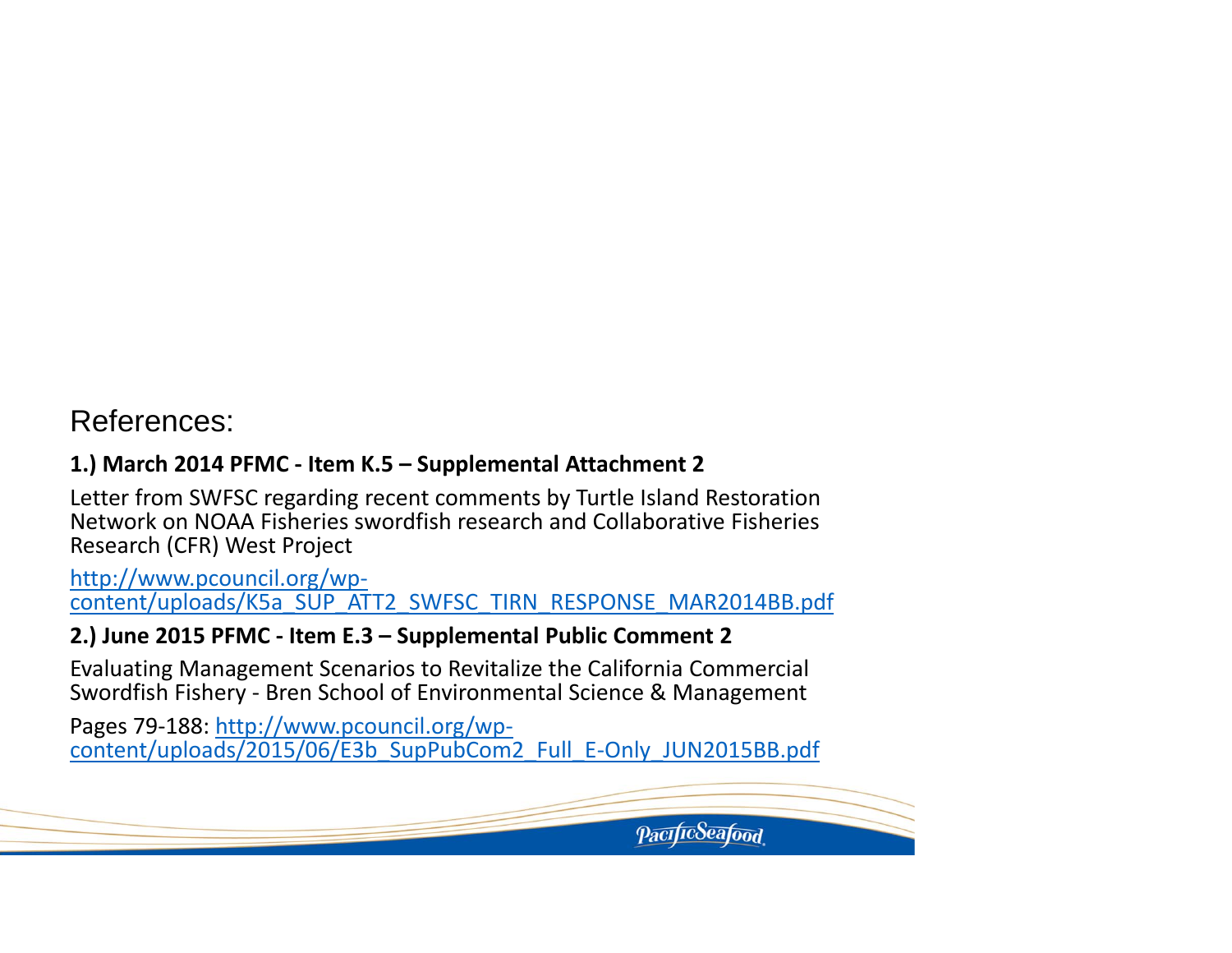## References:

**1.) March 2014 PFMC - Item K.5 – Supplemental Attachment 2**

Letter from SWFSC regarding recent comments by Turtle Island Restoration Network on NOAA Fisheries swordfish research and Collaborative Fisheries Research (CFR) West Project

http://www.pcouncil.org/wp-content/uploads/K5a_SUP_ATT2_SWFSC_TIRN_RESPONSE_MAR2014BB.pdf

**2.) June 2015 PFMC - Item E.3 – Supplemental Public Comment 2**

Evaluating Management Scenarios to Revitalize the California Commercial Swordfish Fishery - Bren School of Environmental Science & Management

Pages 79-188: http://www.pcouncil.org/wp-content/uploads/2015/06/E3b_SupPubCom2_Full_E-Only_JUN2015BB.pdf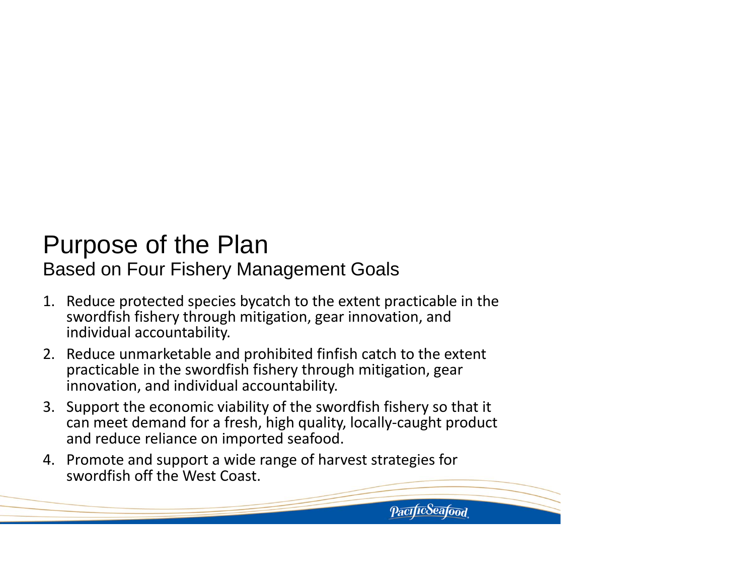# Purpose of the Plan

## Based on Four Fishery Management Goals

1. Reduce protected species bycatch to the extent practicable in the swordfish fishery through mitigation, gear innovation, and individual accountability.
2. Reduce unmarketable and prohibited finfish catch to the extent practicable in the swordfish fishery through mitigation, gear innovation, and individual accountability.
3. Support the economic viability of the swordfish fishery so that it can meet demand for a fresh, high quality, locally-caught product and reduce reliance on imported seafood.
4. Promote and support a wide range of harvest strategies for swordfish off the West Coast.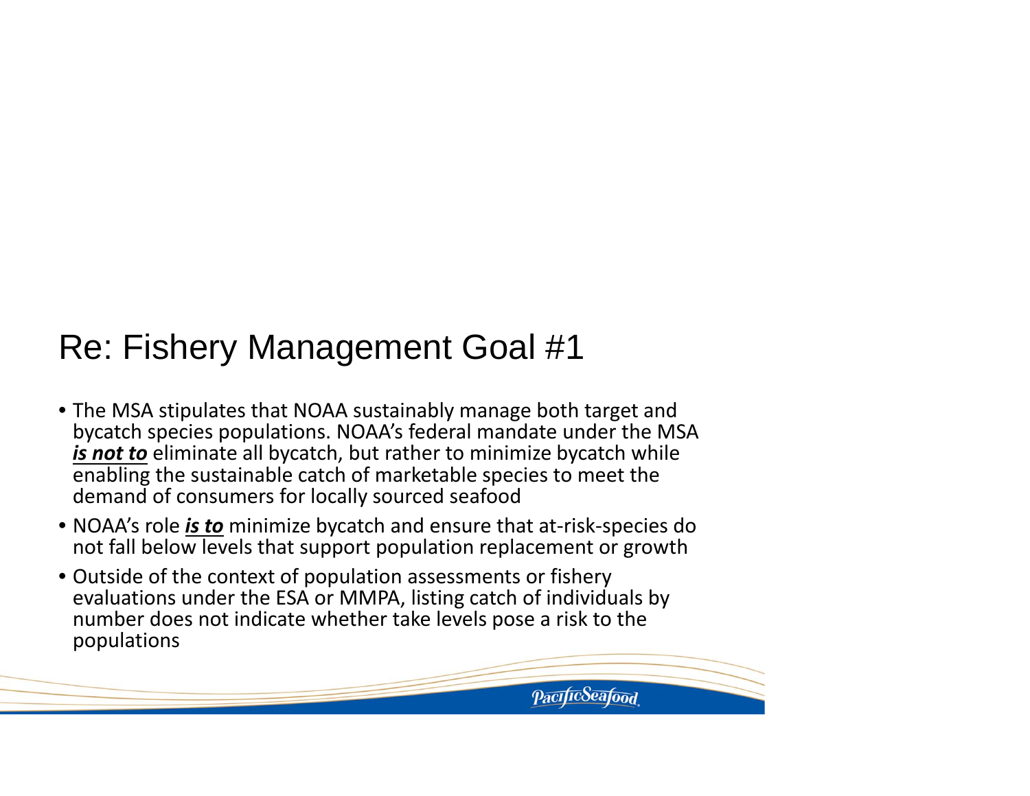# Re: Fishery Management Goal #1

- The MSA stipulates that NOAA sustainably manage both target and bycatch species populations. NOAA's federal mandate under the MSA ***is not to*** eliminate all bycatch, but rather to minimize bycatch while enabling the sustainable catch of marketable species to meet the demand of consumers for locally sourced seafood
- NOAA's role ***is to*** minimize bycatch and ensure that at-risk-species do not fall below levels that support population replacement or growth
- Outside of the context of population assessments or fishery evaluations under the ESA or MMPA, listing catch of individuals by number does not indicate whether take levels pose a risk to the populations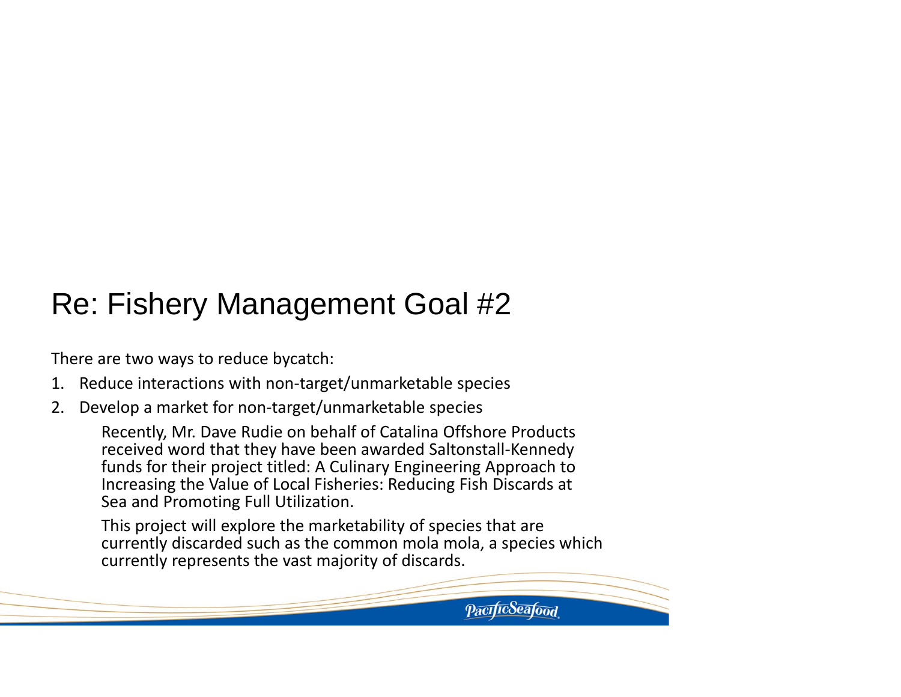# Re: Fishery Management Goal #2

There are two ways to reduce bycatch:

1. Reduce interactions with non-target/unmarketable species
2. Develop a market for non-target/unmarketable species

   Recently, Mr. Dave Rudie on behalf of Catalina Offshore Products received word that they have been awarded Saltonstall-Kennedy funds for their project titled: A Culinary Engineering Approach to Increasing the Value of Local Fisheries: Reducing Fish Discards at Sea and Promoting Full Utilization.

   This project will explore the marketability of species that are currently discarded such as the common mola mola, a species which currently represents the vast majority of discards.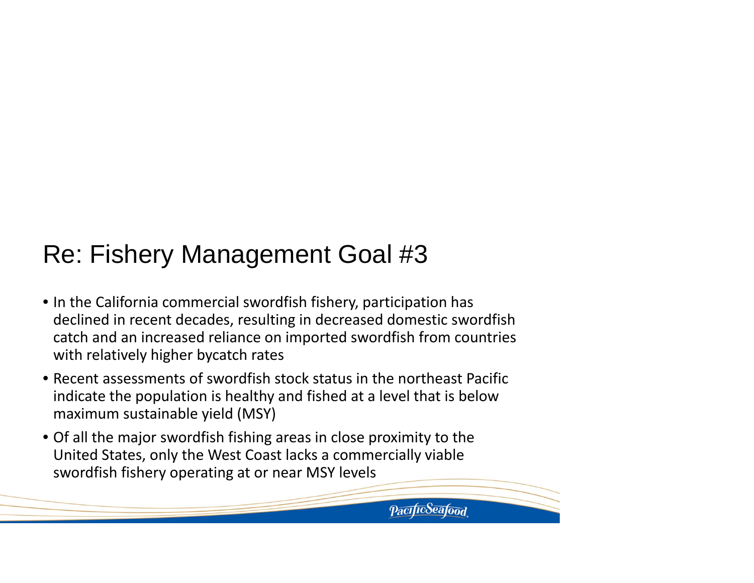# Re: Fishery Management Goal #3

- In the California commercial swordfish fishery, participation has declined in recent decades, resulting in decreased domestic swordfish catch and an increased reliance on imported swordfish from countries with relatively higher bycatch rates
- Recent assessments of swordfish stock status in the northeast Pacific indicate the population is healthy and fished at a level that is below maximum sustainable yield (MSY)
- Of all the major swordfish fishing areas in close proximity to the United States, only the West Coast lacks a commercially viable swordfish fishery operating at or near MSY levels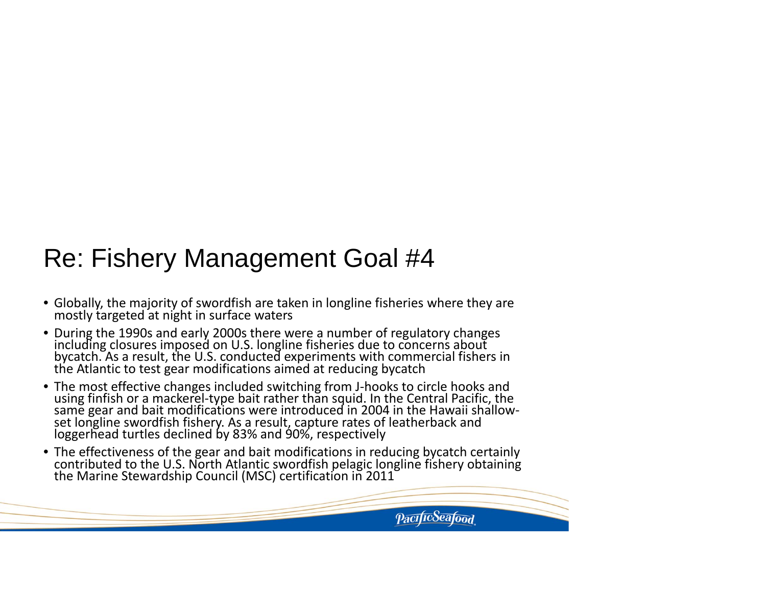# Re: Fishery Management Goal #4

- Globally, the majority of swordfish are taken in longline fisheries where they are mostly targeted at night in surface waters
- During the 1990s and early 2000s there were a number of regulatory changes including closures imposed on U.S. longline fisheries due to concerns about bycatch. As a result, the U.S. conducted experiments with commercial fishers in the Atlantic to test gear modifications aimed at reducing bycatch
- The most effective changes included switching from J-hooks to circle hooks and using finfish or a mackerel-type bait rather than squid. In the Central Pacific, the same gear and bait modifications were introduced in 2004 in the Hawaii shallow-set longline swordfish fishery. As a result, capture rates of leatherback and loggerhead turtles declined by 83% and 90%, respectively
- The effectiveness of the gear and bait modifications in reducing bycatch certainly contributed to the U.S. North Atlantic swordfish pelagic longline fishery obtaining the Marine Stewardship Council (MSC) certification in 2011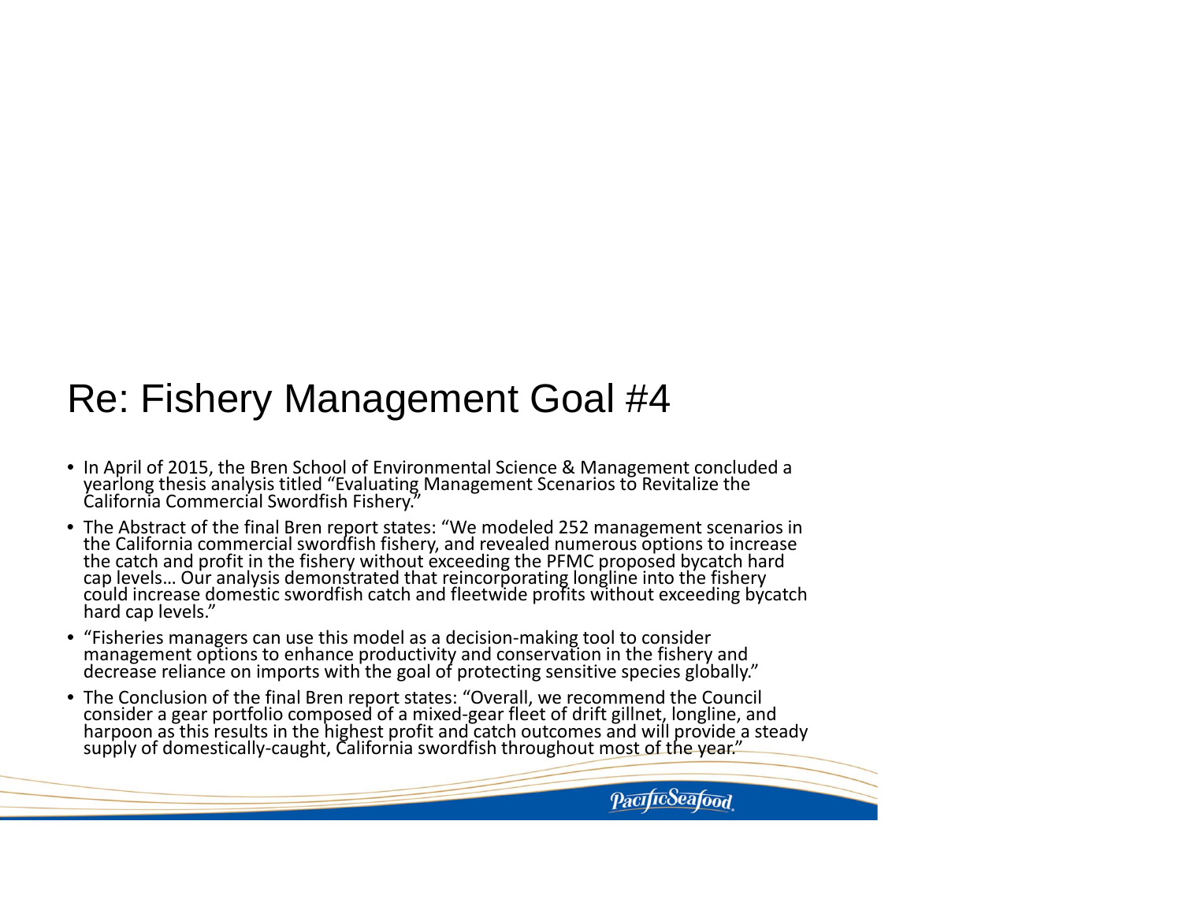# Re: Fishery Management Goal #4

- In April of 2015, the Bren School of Environmental Science & Management concluded a yearlong thesis analysis titled "Evaluating Management Scenarios to Revitalize the California Commercial Swordfish Fishery."
- The Abstract of the final Bren report states: "We modeled 252 management scenarios in the California commercial swordfish fishery, and revealed numerous options to increase the catch and profit in the fishery without exceeding the PFMC proposed bycatch hard cap levels… Our analysis demonstrated that reincorporating longline into the fishery could increase domestic swordfish catch and fleetwide profits without exceeding bycatch hard cap levels."
- "Fisheries managers can use this model as a decision-making tool to consider management options to enhance productivity and conservation in the fishery and decrease reliance on imports with the goal of protecting sensitive species globally."
- The Conclusion of the final Bren report states: "Overall, we recommend the Council consider a gear portfolio composed of a mixed-gear fleet of drift gillnet, longline, and harpoon as this results in the highest profit and catch outcomes and will provide a steady supply of domestically-caught, California swordfish throughout most of the year."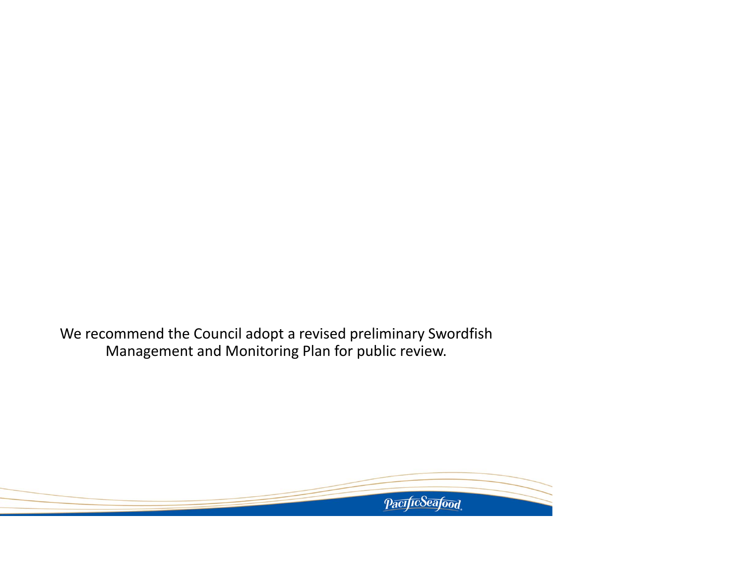We recommend the Council adopt a revised preliminary Swordfish Management and Monitoring Plan for public review.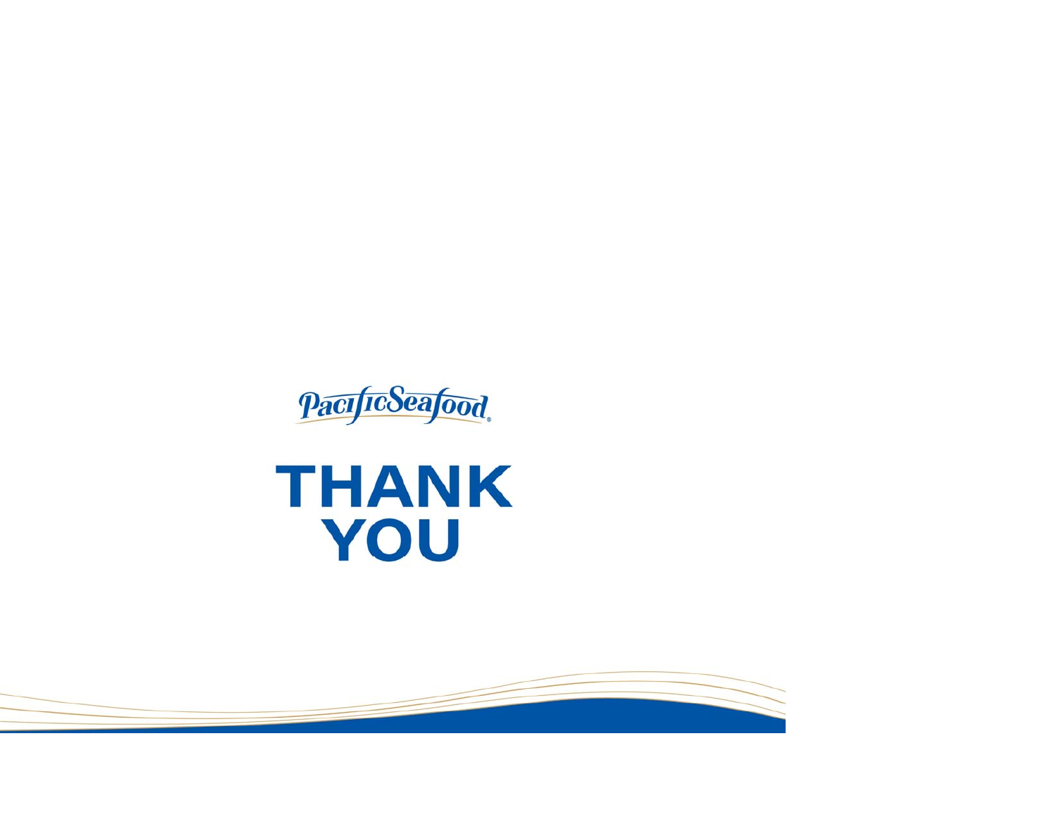PacificSeafood

# THANK YOU